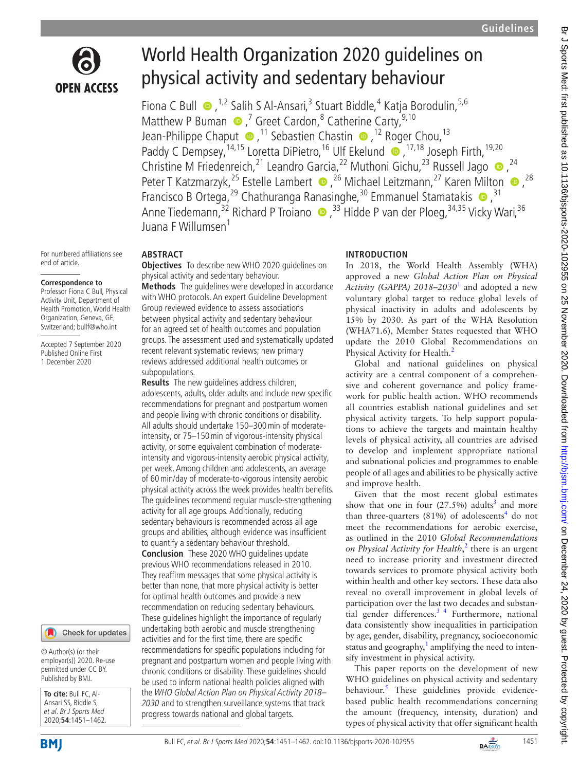# World Health Organization 2020 guidelines on physical activity and sedentary behaviour

Fiona C Bull [1,2] Salih S Al-Ansari,[3] Stuart Biddle,[4] Katja Borodulin,[5,6] Matthew P Buman [7] Greet Cardon,[8] Catherine Carty,[9,10] Jean-Philippe Chaput [11] Sebastien Chastin [12] Roger Chou,[13] Paddy C Dempsey,[14,15] Loretta DiPietro,[16] Ulf Ekelund [17,18] Joseph Firth,[19,20] Christine M Friedenreich,[21] Leandro Garcia,[22] Muthoni Gichu,[23] Russell Jago [24] Peter T Katzmarzyk,[25] Estelle Lambert [26] Michael Leitzmann,[27] Karen Milton [28] Francisco B Ortega,[29] Chathuranga Ranasinghe,[30] Emmanuel Stamatakis [31] Anne Tiedemann,[32] Richard P Troiano [33] Hidde P van der Ploeg,[34,35] Vicky Wari,[36] Juana F Willumsen[1]

For numbered affiliations see end of article.

**Correspondence to**
Professor Fiona C Bull, Physical Activity Unit, Department of Health Promotion, World Health Organization, Geneva, GE, Switzerland; bullf@who.int

Accepted 7 September 2020
Published Online First 1 December 2020

© Author(s) (or their employer(s)) 2020. Re-use permitted under CC BY. Published by BMJ.

**To cite:** Bull FC, Al-Ansari SS, Biddle S, *et al. Br J Sports Med* 2020;**54**:1451–1462.

## ABSTRACT

**Objectives** To describe new WHO 2020 guidelines on physical activity and sedentary behaviour.

**Methods** The guidelines were developed in accordance with WHO protocols. An expert Guideline Development Group reviewed evidence to assess associations between physical activity and sedentary behaviour for an agreed set of health outcomes and population groups. The assessment used and systematically updated recent relevant systematic reviews; new primary reviews addressed additional health outcomes or subpopulations.

**Results** The new guidelines address children, adolescents, adults, older adults and include new specific recommendations for pregnant and postpartum women and people living with chronic conditions or disability. All adults should undertake 150–300 min of moderate-intensity, or 75–150 min of vigorous-intensity physical activity, or some equivalent combination of moderate-intensity and vigorous-intensity aerobic physical activity, per week. Among children and adolescents, an average of 60 min/day of moderate-to-vigorous intensity aerobic physical activity across the week provides health benefits. The guidelines recommend regular muscle-strengthening activity for all age groups. Additionally, reducing sedentary behaviours is recommended across all age groups and abilities, although evidence was insufficient to quantify a sedentary behaviour threshold.

**Conclusion** These 2020 WHO guidelines update previous WHO recommendations released in 2010. They reaffirm messages that some physical activity is better than none, that more physical activity is better for optimal health outcomes and provide a new recommendation on reducing sedentary behaviours. These guidelines highlight the importance of regularly undertaking both aerobic and muscle strengthening activities and for the first time, there are specific recommendations for specific populations including for pregnant and postpartum women and people living with chronic conditions or disability. These guidelines should be used to inform national health policies aligned with the *WHO Global Action Plan on Physical Activity 2018–2030* and to strengthen surveillance systems that track progress towards national and global targets.

## INTRODUCTION

In 2018, the World Health Assembly (WHA) approved a new *Global Action Plan on Physical Activity (GAPPA) 2018–2030*[1] and adopted a new voluntary global target to reduce global levels of physical inactivity in adults and adolescents by 15% by 2030. As part of the WHA Resolution (WHA71.6), Member States requested that WHO update the 2010 Global Recommendations on Physical Activity for Health.[2]

Global and national guidelines on physical activity are a central component of a comprehensive and coherent governance and policy framework for public health action. WHO recommends all countries establish national guidelines and set physical activity targets. To help support populations to achieve the targets and maintain healthy levels of physical activity, all countries are advised to develop and implement appropriate national and subnational policies and programmes to enable people of all ages and abilities to be physically active and improve health.

Given that the most recent global estimates show that one in four (27.5%) adults[3] and more than three-quarters (81%) of adolescents[4] do not meet the recommendations for aerobic exercise, as outlined in the 2010 *Global Recommendations on Physical Activity for Health*,[2] there is an urgent need to increase priority and investment directed towards services to promote physical activity both within health and other key sectors. These data also reveal no overall improvement in global levels of participation over the last two decades and substantial gender differences.[3 4] Furthermore, national data consistently show inequalities in participation by age, gender, disability, pregnancy, socioeconomic status and geography,[1] amplifying the need to intensify investment in physical activity.

This paper reports on the development of new WHO guidelines on physical activity and sedentary behaviour.[5] These guidelines provide evidence-based public health recommendations concerning the amount (frequency, intensity, duration) and types of physical activity that offer significant health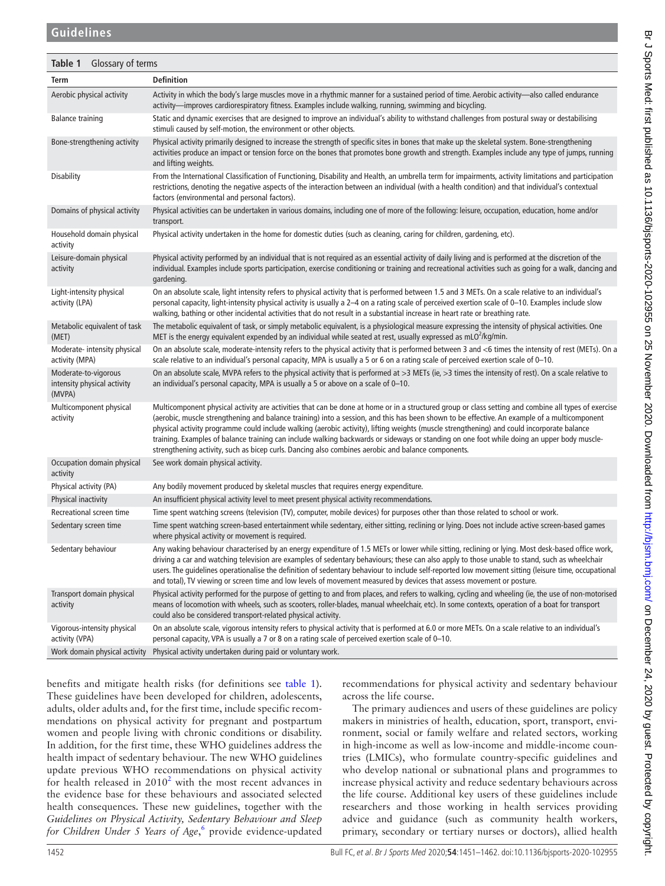**Table 1** Glossary of terms

| Term | Definition |
| --- | --- |
| Aerobic physical activity | Activity in which the body's large muscles move in a rhythmic manner for a sustained period of time. Aerobic activity—also called endurance activity—improves cardiorespiratory fitness. Examples include walking, running, swimming and bicycling. |
| Balance training | Static and dynamic exercises that are designed to improve an individual's ability to withstand challenges from postural sway or destabilising stimuli caused by self-motion, the environment or other objects. |
| Bone-strengthening activity | Physical activity primarily designed to increase the strength of specific sites in bones that make up the skeletal system. Bone-strengthening activities produce an impact or tension force on the bones that promotes bone growth and strength. Examples include any type of jumps, running and lifting weights. |
| Disability | From the International Classification of Functioning, Disability and Health, an umbrella term for impairments, activity limitations and participation restrictions, denoting the negative aspects of the interaction between an individual (with a health condition) and that individual's contextual factors (environmental and personal factors). |
| Domains of physical activity | Physical activities can be undertaken in various domains, including one of more of the following: leisure, occupation, education, home and/or transport. |
| Household domain physical activity | Physical activity undertaken in the home for domestic duties (such as cleaning, caring for children, gardening, etc). |
| Leisure-domain physical activity | Physical activity performed by an individual that is not required as an essential activity of daily living and is performed at the discretion of the individual. Examples include sports participation, exercise conditioning or training and recreational activities such as going for a walk, dancing and gardening. |
| Light-intensity physical activity (LPA) | On an absolute scale, light intensity refers to physical activity that is performed between 1.5 and 3 METs. On a scale relative to an individual's personal capacity, light-intensity physical activity is usually a 2–4 on a rating scale of perceived exertion scale of 0–10. Examples include slow walking, bathing or other incidental activities that do not result in a substantial increase in heart rate or breathing rate. |
| Metabolic equivalent of task (MET) | The metabolic equivalent of task, or simply metabolic equivalent, is a physiological measure expressing the intensity of physical activities. One MET is the energy equivalent expended by an individual while seated at rest, usually expressed as $mLO^2$/kg/min. |
| Moderate- intensity physical activity (MPA) | On an absolute scale, moderate-intensity refers to the physical activity that is performed between 3 and <6 times the intensity of rest (METs). On a scale relative to an individual's personal capacity, MPA is usually a 5 or 6 on a rating scale of perceived exertion scale of 0–10. |
| Moderate-to-vigorous intensity physical activity (MVPA) | On an absolute scale, MVPA refers to the physical activity that is performed at >3 METs (ie, >3 times the intensity of rest). On a scale relative to an individual's personal capacity, MPA is usually a 5 or above on a scale of 0–10. |
| Multicomponent physical activity | Multicomponent physical activity are activities that can be done at home or in a structured group or class setting and combine all types of exercise (aerobic, muscle strengthening and balance training) into a session, and this has been shown to be effective. An example of a multicomponent physical activity programme could include walking (aerobic activity), lifting weights (muscle strengthening) and could incorporate balance training. Examples of balance training can include walking backwards or sideways or standing on one foot while doing an upper body muscle-strengthening activity, such as bicep curls. Dancing also combines aerobic and balance components. |
| Occupation domain physical activity | See work domain physical activity. |
| Physical activity (PA) | Any bodily movement produced by skeletal muscles that requires energy expenditure. |
| Physical inactivity | An insufficient physical activity level to meet present physical activity recommendations. |
| Recreational screen time | Time spent watching screens (television (TV), computer, mobile devices) for purposes other than those related to school or work. |
| Sedentary screen time | Time spent watching screen-based entertainment while sedentary, either sitting, reclining or lying. Does not include active screen-based games where physical activity or movement is required. |
| Sedentary behaviour | Any waking behaviour characterised by an energy expenditure of 1.5 METs or lower while sitting, reclining or lying. Most desk-based office work, driving a car and watching television are examples of sedentary behaviours; these can also apply to those unable to stand, such as wheelchair users. The guidelines operationalise the definition of sedentary behaviour to include self-reported low movement sitting (leisure time, occupational and total), TV viewing or screen time and low levels of movement measured by devices that assess movement or posture. |
| Transport domain physical activity | Physical activity performed for the purpose of getting to and from places, and refers to walking, cycling and wheeling (ie, the use of non-motorised means of locomotion with wheels, such as scooters, roller-blades, manual wheelchair, etc). In some contexts, operation of a boat for transport could also be considered transport-related physical activity. |
| Vigorous-intensity physical activity (VPA) | On an absolute scale, vigorous intensity refers to physical activity that is performed at 6.0 or more METs. On a scale relative to an individual's personal capacity, VPA is usually a 7 or 8 on a rating scale of perceived exertion scale of 0–10. |
| Work domain physical activity | Physical activity undertaken during paid or voluntary work. |

benefits and mitigate health risks (for definitions see table 1). These guidelines have been developed for children, adolescents, adults, older adults and, for the first time, include specific recommendations on physical activity for pregnant and postpartum women and people living with chronic conditions or disability. In addition, for the first time, these WHO guidelines address the health impact of sedentary behaviour. The new WHO guidelines update previous WHO recommendations on physical activity for health released in 2010[2] with the most recent advances in the evidence base for these behaviours and associated selected health consequences. These new guidelines, together with the *Guidelines on Physical Activity, Sedentary Behaviour and Sleep for Children Under 5 Years of Age*,[6] provide evidence-updated recommendations for physical activity and sedentary behaviour across the life course.

The primary audiences and users of these guidelines are policy makers in ministries of health, education, sport, transport, environment, social or family welfare and related sectors, working in high-income as well as low-income and middle-income countries (LMICs), who formulate country-specific guidelines and who develop national or subnational plans and programmes to increase physical activity and reduce sedentary behaviours across the life course. Additional key users of these guidelines include researchers and those working in health services providing advice and guidance (such as community health workers, primary, secondary or tertiary nurses or doctors), allied health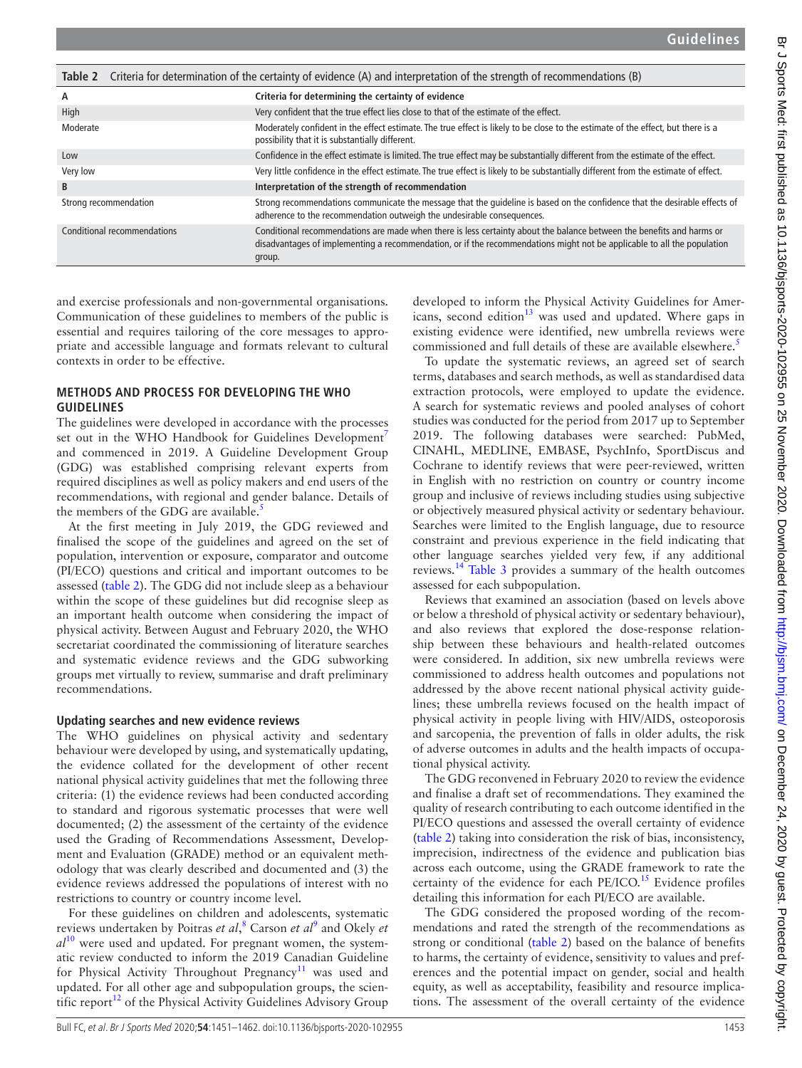**Table 2** Criteria for determination of the certainty of evidence (A) and interpretation of the strength of recommendations (B)

| A | Criteria for determining the certainty of evidence |
|---|---|
| High | Very confident that the true effect lies close to that of the estimate of the effect. |
| Moderate | Moderately confident in the effect estimate. The true effect is likely to be close to the estimate of the effect, but there is a possibility that it is substantially different. |
| Low | Confidence in the effect estimate is limited. The true effect may be substantially different from the estimate of the effect. |
| Very low | Very little confidence in the effect estimate. The true effect is likely to be substantially different from the estimate of effect. |
| **B** | **Interpretation of the strength of recommendation** |
| Strong recommendation | Strong recommendations communicate the message that the guideline is based on the confidence that the desirable effects of adherence to the recommendation outweigh the undesirable consequences. |
| Conditional recommendations | Conditional recommendations are made when there is less certainty about the balance between the benefits and harms or disadvantages of implementing a recommendation, or if the recommendations might not be applicable to all the population group. |

and exercise professionals and non-governmental organisations. Communication of these guidelines to members of the public is essential and requires tailoring of the core messages to appropriate and accessible language and formats relevant to cultural contexts in order to be effective.

## METHODS AND PROCESS FOR DEVELOPING THE WHO GUIDELINES

The guidelines were developed in accordance with the processes set out in the WHO Handbook for Guidelines Development[7] and commenced in 2019. A Guideline Development Group (GDG) was established comprising relevant experts from required disciplines as well as policy makers and end users of the recommendations, with regional and gender balance. Details of the members of the GDG are available.[5]

At the first meeting in July 2019, the GDG reviewed and finalised the scope of the guidelines and agreed on the set of population, intervention or exposure, comparator and outcome (PI/ECO) questions and critical and important outcomes to be assessed (table 2). The GDG did not include sleep as a behaviour within the scope of these guidelines but did recognise sleep as an important health outcome when considering the impact of physical activity. Between August and February 2020, the WHO secretariat coordinated the commissioning of literature searches and systematic evidence reviews and the GDG subworking groups met virtually to review, summarise and draft preliminary recommendations.

### Updating searches and new evidence reviews

The WHO guidelines on physical activity and sedentary behaviour were developed by using, and systematically updating, the evidence collated for the development of other recent national physical activity guidelines that met the following three criteria: (1) the evidence reviews had been conducted according to standard and rigorous systematic processes that were well documented; (2) the assessment of the certainty of the evidence used the Grading of Recommendations Assessment, Development and Evaluation (GRADE) method or an equivalent methodology that was clearly described and documented and (3) the evidence reviews addressed the populations of interest with no restrictions to country or country income level.

For these guidelines on children and adolescents, systematic reviews undertaken by Poitras *et al*,[8] Carson *et al*[9] and Okely *et al*[10] were used and updated. For pregnant women, the systematic review conducted to inform the 2019 Canadian Guideline for Physical Activity Throughout Pregnancy[11] was used and updated. For all other age and subpopulation groups, the scientific report[12] of the Physical Activity Guidelines Advisory Group developed to inform the Physical Activity Guidelines for Americans, second edition[13] was used and updated. Where gaps in existing evidence were identified, new umbrella reviews were commissioned and full details of these are available elsewhere.[5]

To update the systematic reviews, an agreed set of search terms, databases and search methods, as well as standardised data extraction protocols, were employed to update the evidence. A search for systematic reviews and pooled analyses of cohort studies was conducted for the period from 2017 up to September 2019. The following databases were searched: PubMed, CINAHL, MEDLINE, EMBASE, PsychInfo, SportDiscus and Cochrane to identify reviews that were peer-reviewed, written in English with no restriction on country or country income group and inclusive of reviews including studies using subjective or objectively measured physical activity or sedentary behaviour. Searches were limited to the English language, due to resource constraint and previous experience in the field indicating that other language searches yielded very few, if any additional reviews.[14] Table 3 provides a summary of the health outcomes assessed for each subpopulation.

Reviews that examined an association (based on levels above or below a threshold of physical activity or sedentary behaviour), and also reviews that explored the dose-response relationship between these behaviours and health-related outcomes were considered. In addition, six new umbrella reviews were commissioned to address health outcomes and populations not addressed by the above recent national physical activity guidelines; these umbrella reviews focused on the health impact of physical activity in people living with HIV/AIDS, osteoporosis and sarcopenia, the prevention of falls in older adults, the risk of adverse outcomes in adults and the health impacts of occupational physical activity.

The GDG reconvened in February 2020 to review the evidence and finalise a draft set of recommendations. They examined the quality of research contributing to each outcome identified in the PI/ECO questions and assessed the overall certainty of evidence (table 2) taking into consideration the risk of bias, inconsistency, imprecision, indirectness of the evidence and publication bias across each outcome, using the GRADE framework to rate the certainty of the evidence for each PE/ICO.[15] Evidence profiles detailing this information for each PI/ECO are available.

The GDG considered the proposed wording of the recommendations and rated the strength of the recommendations as strong or conditional (table 2) based on the balance of benefits to harms, the certainty of evidence, sensitivity to values and preferences and the potential impact on gender, social and health equity, as well as acceptability, feasibility and resource implications. The assessment of the overall certainty of the evidence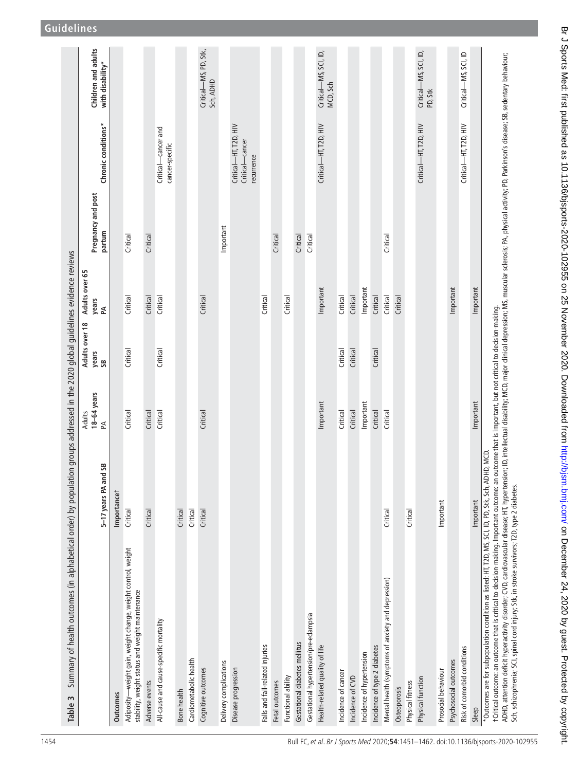**Table 3** Summary of health outcomes (in alphabetical order) by population groups addressed in the 2020 global guidelines evidence reviews

| Outcomes | 5–17 years PA and SB | Adults 18–64 years PA | Adults over 18 years SB | Adults over 65 years PA | Pregnancy and post partum | Chronic conditions* | Children and adults with disability* |
|---|---|---|---|---|---|---|---|
| | Importance† | | | | | | |
| Adiposity—weight gain, weight change, weight control, weight stability, weight status and weight maintenance | Critical | Critical | Critical | Critical | Critical | | |
| Adverse events | Critical | Critical | | Critical | Critical | | |
| All-cause and cause-specific mortality | | Critical | Critical | Critical | | Critical—cancer and cancer-specific | |
| Bone health | Critical | | | | | | |
| Cardiometabolic health | Critical | | | | | | |
| Cognitive outcomes | Critical | Critical | | Critical | | | Critical—MS, PD, Stk, Sch, ADHD |
| Delivery complications | | | | | Important | | |
| Disease progression | | | | | | Critical—HT, T2D, HIV Critical—cancer recurrence | |
| Falls and fall-related injuries | | | | Critical | | | |
| Fetal outcomes | | | | | Critical | | |
| Functional ability | | | | Critical | | | |
| Gestational diabetes mellitus | | | | | Critical | | |
| Gestational hypertension/pre-eclampsia | | | | | Critical | | |
| Health-related quality of life | | Important | | Important | | Critical—HT, T2D, HIV | Critical—MS, SCI, ID, MCD, Sch |
| Incidence of cancer | | Critical | Critical | Critical | | | |
| Incidence of CVD | | Critical | Critical | Critical | | | |
| Incidence of hypertension | | Important | | Important | | | |
| Incidence of type 2 diabetes | | Critical | Critical | Critical | | | |
| Mental health (symptoms of anxiety and depression) | Critical | Critical | | Critical | Critical | | |
| Osteoporosis | | | | Critical | | | |
| Physical fitness | Critical | | | | | | |
| Physical function | | | | | | Critical—HT, T2D, HIV | Critical—MS, SCI, ID, PD, Stk |
| Prosocial behaviour | Important | | | | | | |
| Psychosocial outcomes | | | | Important | | | |
| Risk of comorbid conditions | | | | | | Critical—HT, T2D, HIV | Critical—MS, SCI, ID |
| Sleep | Important | Important | | Important | | | |

*Outcomes are for subpopulation condition as listed: HT, T2D, MS, SCI, ID, PD, Stk, Sch, ADHD, MCD.

†Critical outcome: an outcome that is critical to decision-making. Important outcome: an outcome that is important, but not critical to decision-making.

ADHD, attention deficit hyperactivity disorder; CVD, cardiovascular disease; HT, hypertension; ID, intellectual disability; MCD, major clinical depression; MS, muscular sclerosis; PA, physical activity; PD, Parkinson's disease; SB, sedentary behaviour; Sch, schizophrenia; SCI, spinal cord injury; Stk, in stroke survivors; T2D, type 2 diabetes.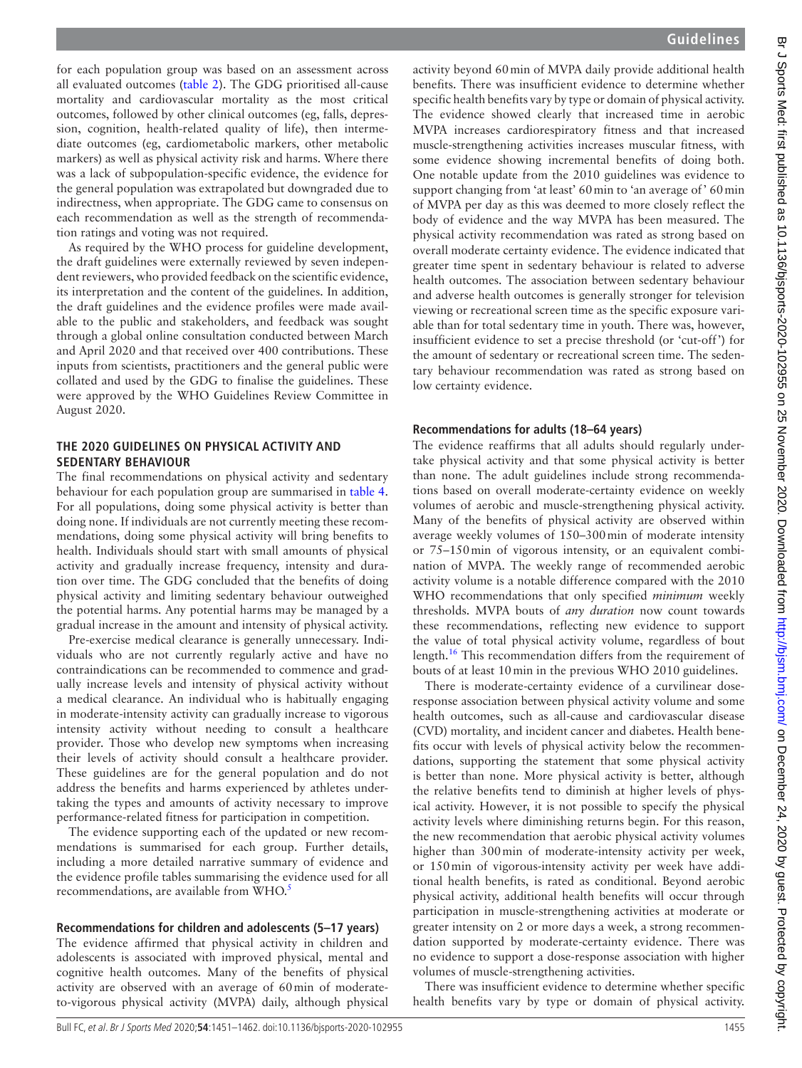for each population group was based on an assessment across all evaluated outcomes (table 2). The GDG prioritised all-cause mortality and cardiovascular mortality as the most critical outcomes, followed by other clinical outcomes (eg, falls, depression, cognition, health-related quality of life), then intermediate outcomes (eg, cardiometabolic markers, other metabolic markers) as well as physical activity risk and harms. Where there was a lack of subpopulation-specific evidence, the evidence for the general population was extrapolated but downgraded due to indirectness, when appropriate. The GDG came to consensus on each recommendation as well as the strength of recommendation ratings and voting was not required.

As required by the WHO process for guideline development, the draft guidelines were externally reviewed by seven independent reviewers, who provided feedback on the scientific evidence, its interpretation and the content of the guidelines. In addition, the draft guidelines and the evidence profiles were made available to the public and stakeholders, and feedback was sought through a global online consultation conducted between March and April 2020 and that received over 400 contributions. These inputs from scientists, practitioners and the general public were collated and used by the GDG to finalise the guidelines. These were approved by the WHO Guidelines Review Committee in August 2020.

## THE 2020 GUIDELINES ON PHYSICAL ACTIVITY AND SEDENTARY BEHAVIOUR

The final recommendations on physical activity and sedentary behaviour for each population group are summarised in table 4. For all populations, doing some physical activity is better than doing none. If individuals are not currently meeting these recommendations, doing some physical activity will bring benefits to health. Individuals should start with small amounts of physical activity and gradually increase frequency, intensity and duration over time. The GDG concluded that the benefits of doing physical activity and limiting sedentary behaviour outweighed the potential harms. Any potential harms may be managed by a gradual increase in the amount and intensity of physical activity.

Pre-exercise medical clearance is generally unnecessary. Individuals who are not currently regularly active and have no contraindications can be recommended to commence and gradually increase levels and intensity of physical activity without a medical clearance. An individual who is habitually engaging in moderate-intensity activity can gradually increase to vigorous intensity activity without needing to consult a healthcare provider. Those who develop new symptoms when increasing their levels of activity should consult a healthcare provider. These guidelines are for the general population and do not address the benefits and harms experienced by athletes undertaking the types and amounts of activity necessary to improve performance-related fitness for participation in competition.

The evidence supporting each of the updated or new recommendations is summarised for each group. Further details, including a more detailed narrative summary of evidence and the evidence profile tables summarising the evidence used for all recommendations, are available from WHO.[5]

### Recommendations for children and adolescents (5–17 years)

The evidence affirmed that physical activity in children and adolescents is associated with improved physical, mental and cognitive health outcomes. Many of the benefits of physical activity are observed with an average of 60 min of moderate-to-vigorous physical activity (MVPA) daily, although physical activity beyond 60 min of MVPA daily provide additional health benefits. There was insufficient evidence to determine whether specific health benefits vary by type or domain of physical activity. The evidence showed clearly that increased time in aerobic MVPA increases cardiorespiratory fitness and that increased muscle-strengthening activities increases muscular fitness, with some evidence showing incremental benefits of doing both. One notable update from the 2010 guidelines was evidence to support changing from 'at least' 60 min to 'an average of' 60 min of MVPA per day as this was deemed to more closely reflect the body of evidence and the way MVPA has been measured. The physical activity recommendation was rated as strong based on overall moderate certainty evidence. The evidence indicated that greater time spent in sedentary behaviour is related to adverse health outcomes. The association between sedentary behaviour and adverse health outcomes is generally stronger for television viewing or recreational screen time as the specific exposure variable than for total sedentary time in youth. There was, however, insufficient evidence to set a precise threshold (or 'cut-off') for the amount of sedentary or recreational screen time. The sedentary behaviour recommendation was rated as strong based on low certainty evidence.

### Recommendations for adults (18–64 years)

The evidence reaffirms that all adults should regularly undertake physical activity and that some physical activity is better than none. The adult guidelines include strong recommendations based on overall moderate-certainty evidence on weekly volumes of aerobic and muscle-strengthening physical activity. Many of the benefits of physical activity are observed within average weekly volumes of 150–300 min of moderate intensity or 75–150 min of vigorous intensity, or an equivalent combination of MVPA. The weekly range of recommended aerobic activity volume is a notable difference compared with the 2010 WHO recommendations that only specified *minimum* weekly thresholds. MVPA bouts of *any duration* now count towards these recommendations, reflecting new evidence to support the value of total physical activity volume, regardless of bout length.[16] This recommendation differs from the requirement of bouts of at least 10 min in the previous WHO 2010 guidelines.

There is moderate-certainty evidence of a curvilinear dose-response association between physical activity volume and some health outcomes, such as all-cause and cardiovascular disease (CVD) mortality, and incident cancer and diabetes. Health benefits occur with levels of physical activity below the recommendations, supporting the statement that some physical activity is better than none. More physical activity is better, although the relative benefits tend to diminish at higher levels of physical activity. However, it is not possible to specify the physical activity levels where diminishing returns begin. For this reason, the new recommendation that aerobic physical activity volumes higher than 300 min of moderate-intensity activity per week, or 150 min of vigorous-intensity activity per week have additional health benefits, is rated as conditional. Beyond aerobic physical activity, additional health benefits will occur through participation in muscle-strengthening activities at moderate or greater intensity on 2 or more days a week, a strong recommendation supported by moderate-certainty evidence. There was no evidence to support a dose-response association with higher volumes of muscle-strengthening activities.

There was insufficient evidence to determine whether specific health benefits vary by type or domain of physical activity.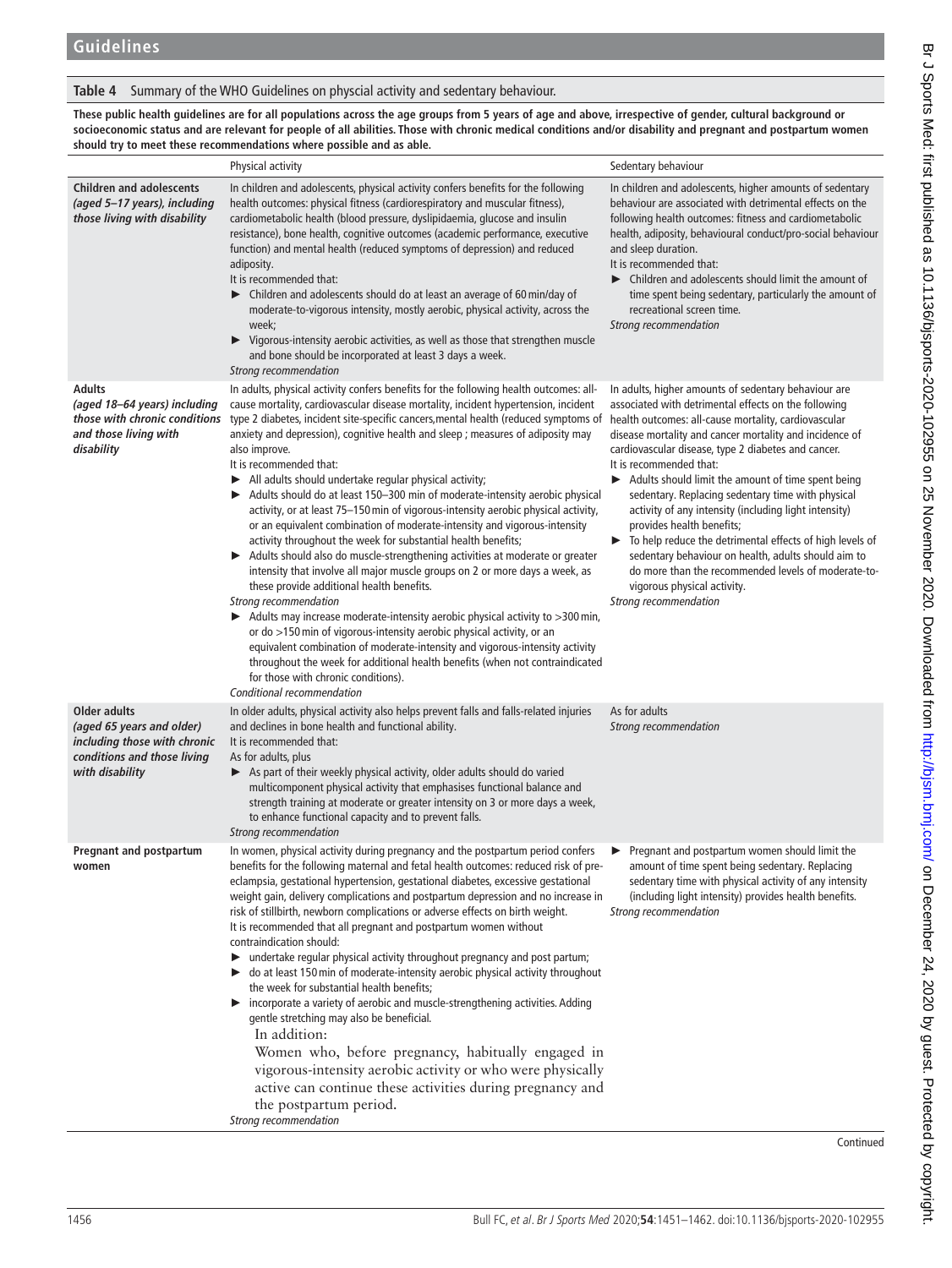**Table 4** Summary of the WHO Guidelines on physcial activity and sedentary behaviour.

**These public health guidelines are for all populations across the age groups from 5 years of age and above, irrespective of gender, cultural background or socioeconomic status and are relevant for people of all abilities. Those with chronic medical conditions and/or disability and pregnant and postpartum women should try to meet these recommendations where possible and as able.**

| | Physical activity | Sedentary behaviour |
|---|---|---|
| **Children and adolescents** ***(aged 5–17 years), including those living with disability*** | In children and adolescents, physical activity confers benefits for the following health outcomes: physical fitness (cardiorespiratory and muscular fitness), cardiometabolic health (blood pressure, dyslipidaemia, glucose and insulin resistance), bone health, cognitive outcomes (academic performance, executive function) and mental health (reduced symptoms of depression) and reduced adiposity.<br>It is recommended that:<br>► Children and adolescents should do at least an average of 60 min/day of moderate-to-vigorous intensity, mostly aerobic, physical activity, across the week;<br>► Vigorous-intensity aerobic activities, as well as those that strengthen muscle and bone should be incorporated at least 3 days a week.<br>*Strong recommendation* | In children and adolescents, higher amounts of sedentary behaviour are associated with detrimental effects on the following health outcomes: fitness and cardiometabolic health, adiposity, behavioural conduct/pro-social behaviour and sleep duration.<br>It is recommended that:<br>► Children and adolescents should limit the amount of time spent being sedentary, particularly the amount of recreational screen time.<br>*Strong recommendation* |
| **Adults** ***(aged 18–64 years) including those with chronic conditions and those living with disability*** | In adults, physical activity confers benefits for the following health outcomes: all-cause mortality, cardiovascular disease mortality, incident hypertension, incident type 2 diabetes, incident site-specific cancers,mental health (reduced symptoms of anxiety and depression), cognitive health and sleep ; measures of adiposity may also improve.<br>It is recommended that:<br>► All adults should undertake regular physical activity;<br>► Adults should do at least 150–300 min of moderate-intensity aerobic physical activity, or at least 75–150 min of vigorous-intensity aerobic physical activity, or an equivalent combination of moderate-intensity and vigorous-intensity activity throughout the week for substantial health benefits;<br>► Adults should also do muscle-strengthening activities at moderate or greater intensity that involve all major muscle groups on 2 or more days a week, as these provide additional health benefits.<br>*Strong recommendation*<br>► Adults may increase moderate-intensity aerobic physical activity to >300 min, or do >150 min of vigorous-intensity aerobic physical activity, or an equivalent combination of moderate-intensity and vigorous-intensity activity throughout the week for additional health benefits (when not contraindicated for those with chronic conditions).<br>*Conditional recommendation* | In adults, higher amounts of sedentary behaviour are associated with detrimental effects on the following health outcomes: all-cause mortality, cardiovascular disease mortality and cancer mortality and incidence of cardiovascular disease, type 2 diabetes and cancer.<br>It is recommended that:<br>► Adults should limit the amount of time spent being sedentary. Replacing sedentary time with physical activity of any intensity (including light intensity) provides health benefits;<br>► To help reduce the detrimental effects of high levels of sedentary behaviour on health, adults should aim to do more than the recommended levels of moderate-to-vigorous physical activity.<br>*Strong recommendation* |
| **Older adults** ***(aged 65 years and older) including those with chronic conditions and those living with disability*** | In older adults, physical activity also helps prevent falls and falls-related injuries and declines in bone health and functional ability.<br>It is recommended that:<br>As for adults, plus<br>► As part of their weekly physical activity, older adults should do varied multicomponent physical activity that emphasises functional balance and strength training at moderate or greater intensity on 3 or more days a week, to enhance functional capacity and to prevent falls.<br>*Strong recommendation* | As for adults<br>*Strong recommendation* |
| **Pregnant and postpartum women** | In women, physical activity during pregnancy and the postpartum period confers benefits for the following maternal and fetal health outcomes: reduced risk of pre-eclampsia, gestational hypertension, gestational diabetes, excessive gestational weight gain, delivery complications and postpartum depression and no increase in risk of stillbirth, newborn complications or adverse effects on birth weight.<br>It is recommended that all pregnant and postpartum women without contraindication should:<br>► undertake regular physical activity throughout pregnancy and post partum;<br>► do at least 150 min of moderate-intensity aerobic physical activity throughout the week for substantial health benefits;<br>► incorporate a variety of aerobic and muscle-strengthening activities. Adding gentle stretching may also be beneficial.<br>In addition:<br>Women who, before pregnancy, habitually engaged in vigorous-intensity aerobic activity or who were physically active can continue these activities during pregnancy and the postpartum period.<br>*Strong recommendation* | ► Pregnant and postpartum women should limit the amount of time spent being sedentary. Replacing sedentary time with physical activity of any intensity (including light intensity) provides health benefits.<br>*Strong recommendation* |

Continued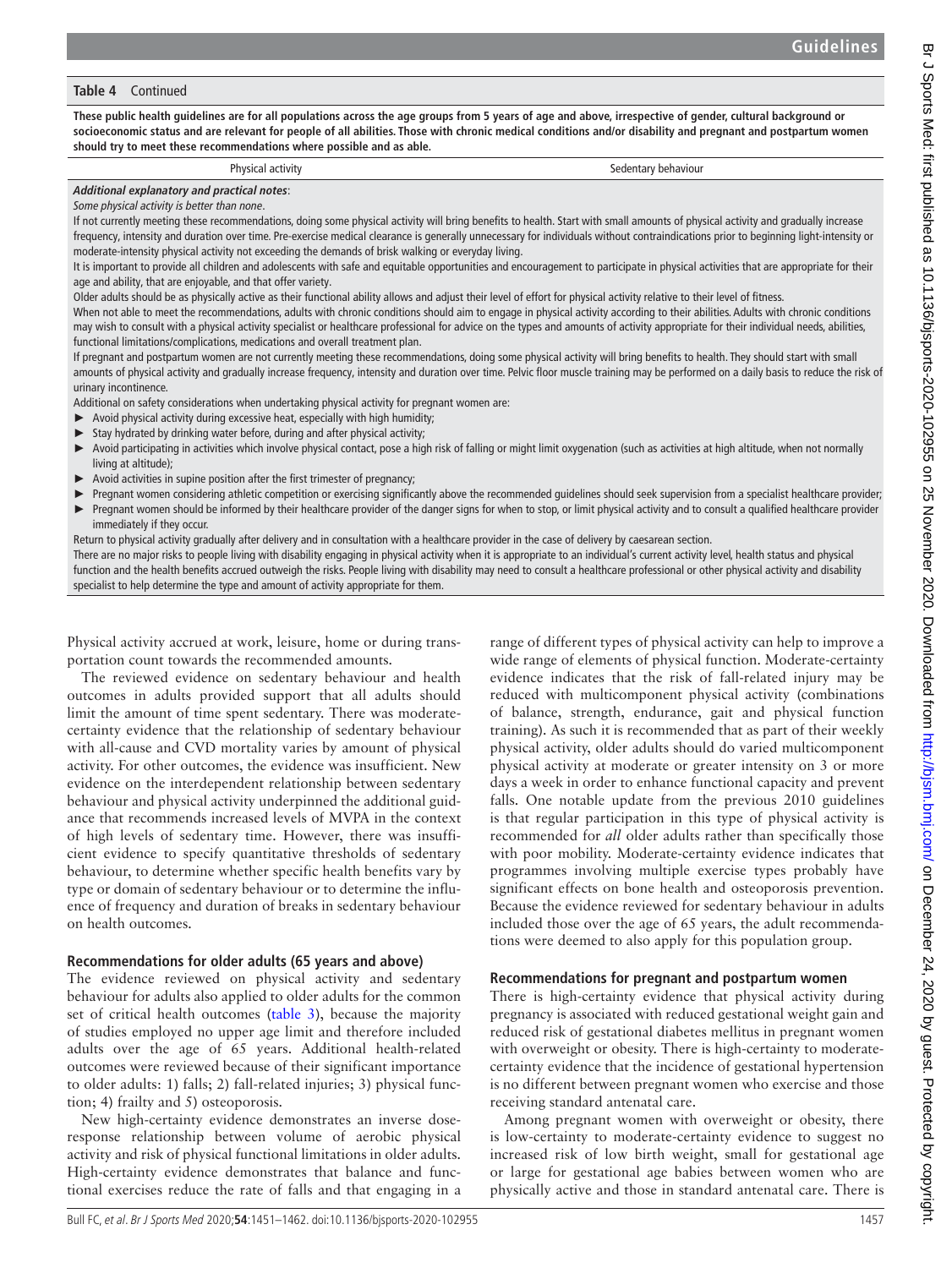**Table 4** Continued

| These public health guidelines are for all populations across the age groups from 5 years of age and above, irrespective of gender, cultural background or socioeconomic status and are relevant for people of all abilities. Those with chronic medical conditions and/or disability and pregnant and postpartum women should try to meet these recommendations where possible and as able. | |
|---|---|
| Physical activity | Sedentary behaviour |

***Additional explanatory and practical notes***:

*Some physical activity is better than none*.

If not currently meeting these recommendations, doing some physical activity will bring benefits to health. Start with small amounts of physical activity and gradually increase frequency, intensity and duration over time. Pre-exercise medical clearance is generally unnecessary for individuals without contraindications prior to beginning light-intensity or moderate-intensity physical activity not exceeding the demands of brisk walking or everyday living.

It is important to provide all children and adolescents with safe and equitable opportunities and encouragement to participate in physical activities that are appropriate for their age and ability, that are enjoyable, and that offer variety.

Older adults should be as physically active as their functional ability allows and adjust their level of effort for physical activity relative to their level of fitness.

When not able to meet the recommendations, adults with chronic conditions should aim to engage in physical activity according to their abilities. Adults with chronic conditions may wish to consult with a physical activity specialist or healthcare professional for advice on the types and amounts of activity appropriate for their individual needs, abilities, functional limitations/complications, medications and overall treatment plan.

If pregnant and postpartum women are not currently meeting these recommendations, doing some physical activity will bring benefits to health. They should start with small amounts of physical activity and gradually increase frequency, intensity and duration over time. Pelvic floor muscle training may be performed on a daily basis to reduce the risk of urinary incontinence.

Additional on safety considerations when undertaking physical activity for pregnant women are:

- Avoid physical activity during excessive heat, especially with high humidity;
- Stay hydrated by drinking water before, during and after physical activity;
- Avoid participating in activities which involve physical contact, pose a high risk of falling or might limit oxygenation (such as activities at high altitude, when not normally living at altitude);
- Avoid activities in supine position after the first trimester of pregnancy;
- Pregnant women considering athletic competition or exercising significantly above the recommended guidelines should seek supervision from a specialist healthcare provider;
- Pregnant women should be informed by their healthcare provider of the danger signs for when to stop, or limit physical activity and to consult a qualified healthcare provider immediately if they occur.

Return to physical activity gradually after delivery and in consultation with a healthcare provider in the case of delivery by caesarean section.

There are no major risks to people living with disability engaging in physical activity when it is appropriate to an individual's current activity level, health status and physical function and the health benefits accrued outweigh the risks. People living with disability may need to consult a healthcare professional or other physical activity and disability specialist to help determine the type and amount of activity appropriate for them.

Physical activity accrued at work, leisure, home or during transportation count towards the recommended amounts.

The reviewed evidence on sedentary behaviour and health outcomes in adults provided support that all adults should limit the amount of time spent sedentary. There was moderate-certainty evidence that the relationship of sedentary behaviour with all-cause and CVD mortality varies by amount of physical activity. For other outcomes, the evidence was insufficient. New evidence on the interdependent relationship between sedentary behaviour and physical activity underpinned the additional guidance that recommends increased levels of MVPA in the context of high levels of sedentary time. However, there was insufficient evidence to specify quantitative thresholds of sedentary behaviour, to determine whether specific health benefits vary by type or domain of sedentary behaviour or to determine the influence of frequency and duration of breaks in sedentary behaviour on health outcomes.

### Recommendations for older adults (65 years and above)

The evidence reviewed on physical activity and sedentary behaviour for adults also applied to older adults for the common set of critical health outcomes (table 3), because the majority of studies employed no upper age limit and therefore included adults over the age of 65 years. Additional health-related outcomes were reviewed because of their significant importance to older adults: 1) falls; 2) fall-related injuries; 3) physical function; 4) frailty and 5) osteoporosis.

New high-certainty evidence demonstrates an inverse dose-response relationship between volume of aerobic physical activity and risk of physical functional limitations in older adults. High-certainty evidence demonstrates that balance and functional exercises reduce the rate of falls and that engaging in a range of different types of physical activity can help to improve a wide range of elements of physical function. Moderate-certainty evidence indicates that the risk of fall-related injury may be reduced with multicomponent physical activity (combinations of balance, strength, endurance, gait and physical function training). As such it is recommended that as part of their weekly physical activity, older adults should do varied multicomponent physical activity at moderate or greater intensity on 3 or more days a week in order to enhance functional capacity and prevent falls. One notable update from the previous 2010 guidelines is that regular participation in this type of physical activity is recommended for *all* older adults rather than specifically those with poor mobility. Moderate-certainty evidence indicates that programmes involving multiple exercise types probably have significant effects on bone health and osteoporosis prevention. Because the evidence reviewed for sedentary behaviour in adults included those over the age of 65 years, the adult recommendations were deemed to also apply for this population group.

### Recommendations for pregnant and postpartum women

There is high-certainty evidence that physical activity during pregnancy is associated with reduced gestational weight gain and reduced risk of gestational diabetes mellitus in pregnant women with overweight or obesity. There is high-certainty to moderate-certainty evidence that the incidence of gestational hypertension is no different between pregnant women who exercise and those receiving standard antenatal care.

Among pregnant women with overweight or obesity, there is low-certainty to moderate-certainty evidence to suggest no increased risk of low birth weight, small for gestational age or large for gestational age babies between women who are physically active and those in standard antenatal care. There is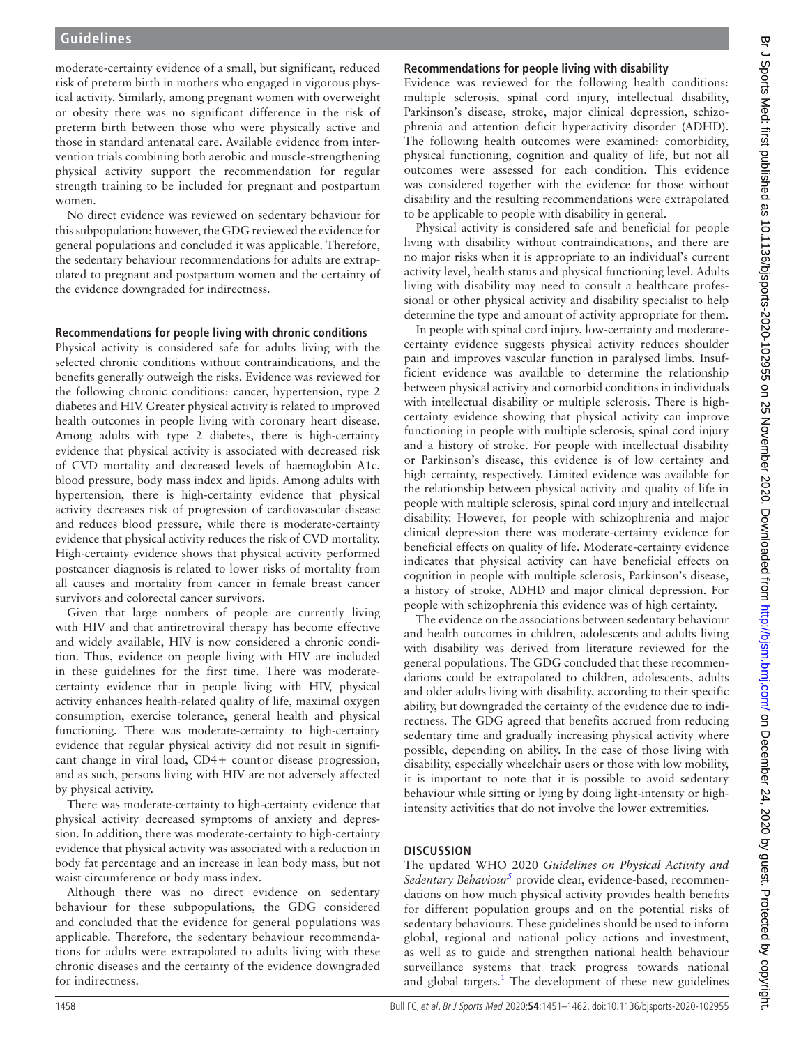moderate-certainty evidence of a small, but significant, reduced risk of preterm birth in mothers who engaged in vigorous physical activity. Similarly, among pregnant women with overweight or obesity there was no significant difference in the risk of preterm birth between those who were physically active and those in standard antenatal care. Available evidence from intervention trials combining both aerobic and muscle-strengthening physical activity support the recommendation for regular strength training to be included for pregnant and postpartum women.

No direct evidence was reviewed on sedentary behaviour for this subpopulation; however, the GDG reviewed the evidence for general populations and concluded it was applicable. Therefore, the sedentary behaviour recommendations for adults are extrapolated to pregnant and postpartum women and the certainty of the evidence downgraded for indirectness.

### Recommendations for people living with chronic conditions

Physical activity is considered safe for adults living with the selected chronic conditions without contraindications, and the benefits generally outweigh the risks. Evidence was reviewed for the following chronic conditions: cancer, hypertension, type 2 diabetes and HIV. Greater physical activity is related to improved health outcomes in people living with coronary heart disease. Among adults with type 2 diabetes, there is high-certainty evidence that physical activity is associated with decreased risk of CVD mortality and decreased levels of haemoglobin A1c, blood pressure, body mass index and lipids. Among adults with hypertension, there is high-certainty evidence that physical activity decreases risk of progression of cardiovascular disease and reduces blood pressure, while there is moderate-certainty evidence that physical activity reduces the risk of CVD mortality. High-certainty evidence shows that physical activity performed postcancer diagnosis is related to lower risks of mortality from all causes and mortality from cancer in female breast cancer survivors and colorectal cancer survivors.

Given that large numbers of people are currently living with HIV and that antiretroviral therapy has become effective and widely available, HIV is now considered a chronic condition. Thus, evidence on people living with HIV are included in these guidelines for the first time. There was moderate-certainty evidence that in people living with HIV, physical activity enhances health-related quality of life, maximal oxygen consumption, exercise tolerance, general health and physical functioning. There was moderate-certainty to high-certainty evidence that regular physical activity did not result in significant change in viral load, CD4+ count or disease progression, and as such, persons living with HIV are not adversely affected by physical activity.

There was moderate-certainty to high-certainty evidence that physical activity decreased symptoms of anxiety and depression. In addition, there was moderate-certainty to high-certainty evidence that physical activity was associated with a reduction in body fat percentage and an increase in lean body mass, but not waist circumference or body mass index.

Although there was no direct evidence on sedentary behaviour for these subpopulations, the GDG considered and concluded that the evidence for general populations was applicable. Therefore, the sedentary behaviour recommendations for adults were extrapolated to adults living with these chronic diseases and the certainty of the evidence downgraded for indirectness.

### Recommendations for people living with disability

Evidence was reviewed for the following health conditions: multiple sclerosis, spinal cord injury, intellectual disability, Parkinson's disease, stroke, major clinical depression, schizophrenia and attention deficit hyperactivity disorder (ADHD). The following health outcomes were examined: comorbidity, physical functioning, cognition and quality of life, but not all outcomes were assessed for each condition. This evidence was considered together with the evidence for those without disability and the resulting recommendations were extrapolated to be applicable to people with disability in general.

Physical activity is considered safe and beneficial for people living with disability without contraindications, and there are no major risks when it is appropriate to an individual's current activity level, health status and physical functioning level. Adults living with disability may need to consult a healthcare professional or other physical activity and disability specialist to help determine the type and amount of activity appropriate for them.

In people with spinal cord injury, low-certainty and moderate-certainty evidence suggests physical activity reduces shoulder pain and improves vascular function in paralysed limbs. Insufficient evidence was available to determine the relationship between physical activity and comorbid conditions in individuals with intellectual disability or multiple sclerosis. There is high-certainty evidence showing that physical activity can improve functioning in people with multiple sclerosis, spinal cord injury and a history of stroke. For people with intellectual disability or Parkinson's disease, this evidence is of low certainty and high certainty, respectively. Limited evidence was available for the relationship between physical activity and quality of life in people with multiple sclerosis, spinal cord injury and intellectual disability. However, for people with schizophrenia and major clinical depression there was moderate-certainty evidence for beneficial effects on quality of life. Moderate-certainty evidence indicates that physical activity can have beneficial effects on cognition in people with multiple sclerosis, Parkinson's disease, a history of stroke, ADHD and major clinical depression. For people with schizophrenia this evidence was of high certainty.

The evidence on the associations between sedentary behaviour and health outcomes in children, adolescents and adults living with disability was derived from literature reviewed for the general populations. The GDG concluded that these recommendations could be extrapolated to children, adolescents, adults and older adults living with disability, according to their specific ability, but downgraded the certainty of the evidence due to indirectness. The GDG agreed that benefits accrued from reducing sedentary time and gradually increasing physical activity where possible, depending on ability. In the case of those living with disability, especially wheelchair users or those with low mobility, it is important to note that it is possible to avoid sedentary behaviour while sitting or lying by doing light-intensity or high-intensity activities that do not involve the lower extremities.

## DISCUSSION

The updated WHO 2020 *Guidelines on Physical Activity and Sedentary Behaviour*[5] provide clear, evidence-based, recommendations on how much physical activity provides health benefits for different population groups and on the potential risks of sedentary behaviours. These guidelines should be used to inform global, regional and national policy actions and investment, as well as to guide and strengthen national health behaviour surveillance systems that track progress towards national and global targets.[1] The development of these new guidelines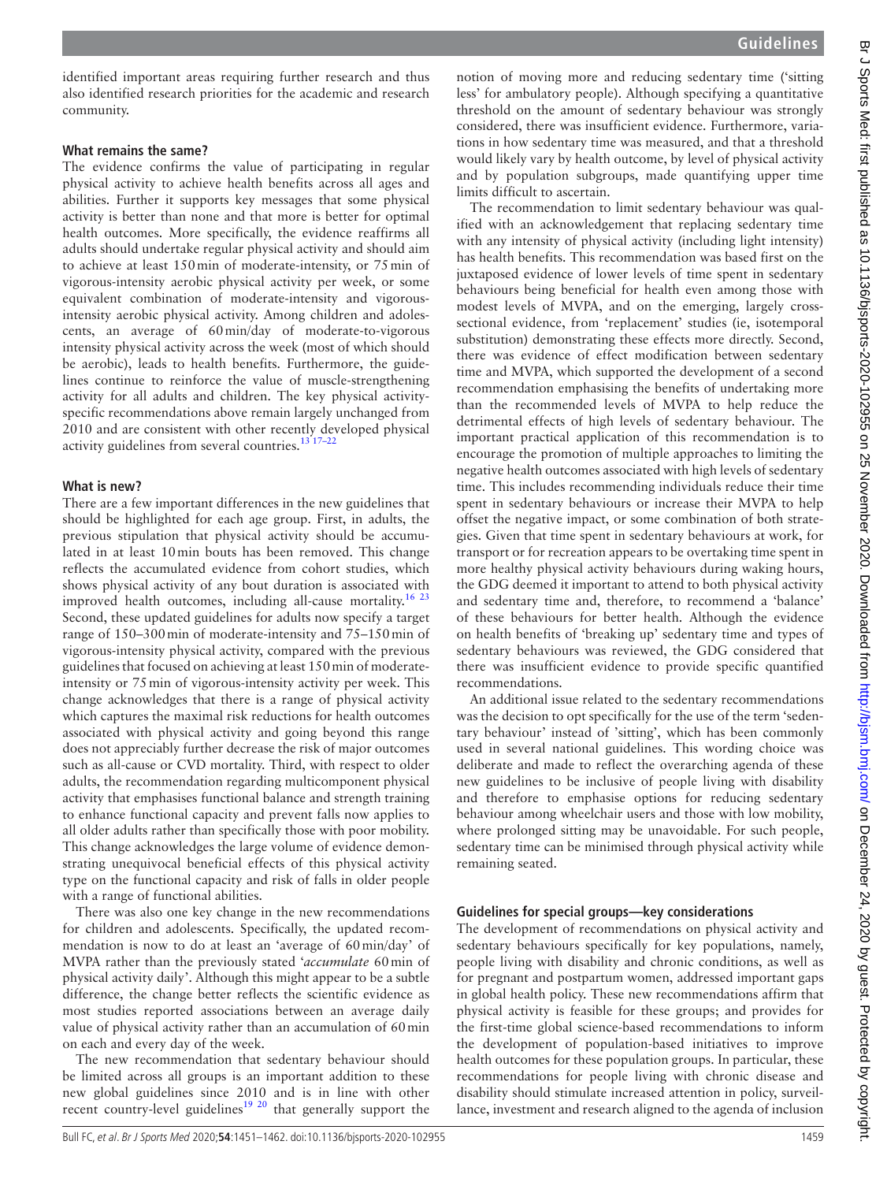identified important areas requiring further research and thus also identified research priorities for the academic and research community.

### What remains the same?

The evidence confirms the value of participating in regular physical activity to achieve health benefits across all ages and abilities. Further it supports key messages that some physical activity is better than none and that more is better for optimal health outcomes. More specifically, the evidence reaffirms all adults should undertake regular physical activity and should aim to achieve at least 150 min of moderate-intensity, or 75 min of vigorous-intensity aerobic physical activity per week, or some equivalent combination of moderate-intensity and vigorous-intensity aerobic physical activity. Among children and adolescents, an average of 60 min/day of moderate-to-vigorous intensity physical activity across the week (most of which should be aerobic), leads to health benefits. Furthermore, the guidelines continue to reinforce the value of muscle-strengthening activity for all adults and children. The key physical activity-specific recommendations above remain largely unchanged from 2010 and are consistent with other recently developed physical activity guidelines from several countries.[13 17–22]

### What is new?

There are a few important differences in the new guidelines that should be highlighted for each age group. First, in adults, the previous stipulation that physical activity should be accumulated in at least 10 min bouts has been removed. This change reflects the accumulated evidence from cohort studies, which shows physical activity of any bout duration is associated with improved health outcomes, including all-cause mortality.[16 23] Second, these updated guidelines for adults now specify a target range of 150–300 min of moderate-intensity and 75–150 min of vigorous-intensity physical activity, compared with the previous guidelines that focused on achieving at least 150 min of moderate-intensity or 75 min of vigorous-intensity activity per week. This change acknowledges that there is a range of physical activity which captures the maximal risk reductions for health outcomes associated with physical activity and going beyond this range does not appreciably further decrease the risk of major outcomes such as all-cause or CVD mortality. Third, with respect to older adults, the recommendation regarding multicomponent physical activity that emphasises functional balance and strength training to enhance functional capacity and prevent falls now applies to all older adults rather than specifically those with poor mobility. This change acknowledges the large volume of evidence demonstrating unequivocal beneficial effects of this physical activity type on the functional capacity and risk of falls in older people with a range of functional abilities.

There was also one key change in the new recommendations for children and adolescents. Specifically, the updated recommendation is now to do at least an 'average of 60 min/day' of MVPA rather than the previously stated '*accumulate* 60 min of physical activity daily'. Although this might appear to be a subtle difference, the change better reflects the scientific evidence as most studies reported associations between an average daily value of physical activity rather than an accumulation of 60 min on each and every day of the week.

The new recommendation that sedentary behaviour should be limited across all groups is an important addition to these new global guidelines since 2010 and is in line with other recent country-level guidelines[19 20] that generally support the notion of moving more and reducing sedentary time ('sitting less' for ambulatory people). Although specifying a quantitative threshold on the amount of sedentary behaviour was strongly considered, there was insufficient evidence. Furthermore, variations in how sedentary time was measured, and that a threshold would likely vary by health outcome, by level of physical activity and by population subgroups, made quantifying upper time limits difficult to ascertain.

The recommendation to limit sedentary behaviour was qualified with an acknowledgement that replacing sedentary time with any intensity of physical activity (including light intensity) has health benefits. This recommendation was based first on the juxtaposed evidence of lower levels of time spent in sedentary behaviours being beneficial for health even among those with modest levels of MVPA, and on the emerging, largely cross-sectional evidence, from 'replacement' studies (ie, isotemporal substitution) demonstrating these effects more directly. Second, there was evidence of effect modification between sedentary time and MVPA, which supported the development of a second recommendation emphasising the benefits of undertaking more than the recommended levels of MVPA to help reduce the detrimental effects of high levels of sedentary behaviour. The important practical application of this recommendation is to encourage the promotion of multiple approaches to limiting the negative health outcomes associated with high levels of sedentary time. This includes recommending individuals reduce their time spent in sedentary behaviours or increase their MVPA to help offset the negative impact, or some combination of both strategies. Given that time spent in sedentary behaviours at work, for transport or for recreation appears to be overtaking time spent in more healthy physical activity behaviours during waking hours, the GDG deemed it important to attend to both physical activity and sedentary time and, therefore, to recommend a 'balance' of these behaviours for better health. Although the evidence on health benefits of 'breaking up' sedentary time and types of sedentary behaviours was reviewed, the GDG considered that there was insufficient evidence to provide specific quantified recommendations.

An additional issue related to the sedentary recommendations was the decision to opt specifically for the use of the term 'sedentary behaviour' instead of 'sitting', which has been commonly used in several national guidelines. This wording choice was deliberate and made to reflect the overarching agenda of these new guidelines to be inclusive of people living with disability and therefore to emphasise options for reducing sedentary behaviour among wheelchair users and those with low mobility, where prolonged sitting may be unavoidable. For such people, sedentary time can be minimised through physical activity while remaining seated.

### Guidelines for special groups—key considerations

The development of recommendations on physical activity and sedentary behaviours specifically for key populations, namely, people living with disability and chronic conditions, as well as for pregnant and postpartum women, addressed important gaps in global health policy. These new recommendations affirm that physical activity is feasible for these groups; and provides for the first-time global science-based recommendations to inform the development of population-based initiatives to improve health outcomes for these population groups. In particular, these recommendations for people living with chronic disease and disability should stimulate increased attention in policy, surveillance, investment and research aligned to the agenda of inclusion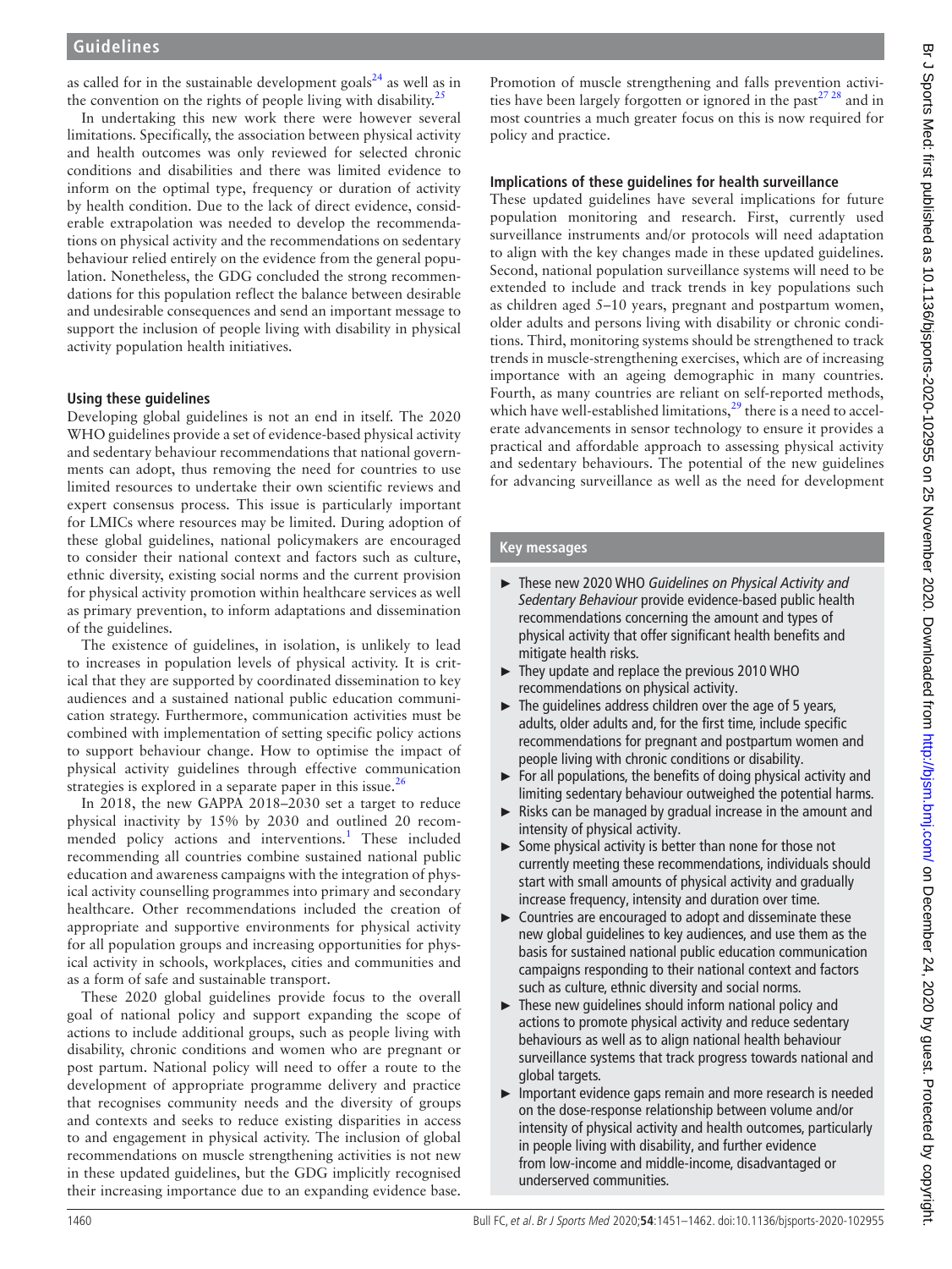as called for in the sustainable development goals[24] as well as in the convention on the rights of people living with disability.[25]

In undertaking this new work there were however several limitations. Specifically, the association between physical activity and health outcomes was only reviewed for selected chronic conditions and disabilities and there was limited evidence to inform on the optimal type, frequency or duration of activity by health condition. Due to the lack of direct evidence, considerable extrapolation was needed to develop the recommendations on physical activity and the recommendations on sedentary behaviour relied entirely on the evidence from the general population. Nonetheless, the GDG concluded the strong recommendations for this population reflect the balance between desirable and undesirable consequences and send an important message to support the inclusion of people living with disability in physical activity population health initiatives.

### Using these guidelines

Developing global guidelines is not an end in itself. The 2020 WHO guidelines provide a set of evidence-based physical activity and sedentary behaviour recommendations that national governments can adopt, thus removing the need for countries to use limited resources to undertake their own scientific reviews and expert consensus process. This issue is particularly important for LMICs where resources may be limited. During adoption of these global guidelines, national policymakers are encouraged to consider their national context and factors such as culture, ethnic diversity, existing social norms and the current provision for physical activity promotion within healthcare services as well as primary prevention, to inform adaptations and dissemination of the guidelines.

The existence of guidelines, in isolation, is unlikely to lead to increases in population levels of physical activity. It is critical that they are supported by coordinated dissemination to key audiences and a sustained national public education communication strategy. Furthermore, communication activities must be combined with implementation of setting specific policy actions to support behaviour change. How to optimise the impact of physical activity guidelines through effective communication strategies is explored in a separate paper in this issue.[26]

In 2018, the new GAPPA 2018–2030 set a target to reduce physical inactivity by 15% by 2030 and outlined 20 recommended policy actions and interventions.[1] These included recommending all countries combine sustained national public education and awareness campaigns with the integration of physical activity counselling programmes into primary and secondary healthcare. Other recommendations included the creation of appropriate and supportive environments for physical activity for all population groups and increasing opportunities for physical activity in schools, workplaces, cities and communities and as a form of safe and sustainable transport.

These 2020 global guidelines provide focus to the overall goal of national policy and support expanding the scope of actions to include additional groups, such as people living with disability, chronic conditions and women who are pregnant or post partum. National policy will need to offer a route to the development of appropriate programme delivery and practice that recognises community needs and the diversity of groups and contexts and seeks to reduce existing disparities in access to and engagement in physical activity. The inclusion of global recommendations on muscle strengthening activities is not new in these updated guidelines, but the GDG implicitly recognised their increasing importance due to an expanding evidence base. Promotion of muscle strengthening and falls prevention activities have been largely forgotten or ignored in the past[27,28] and in most countries a much greater focus on this is now required for policy and practice.

### Implications of these guidelines for health surveillance

These updated guidelines have several implications for future population monitoring and research. First, currently used surveillance instruments and/or protocols will need adaptation to align with the key changes made in these updated guidelines. Second, national population surveillance systems will need to be extended to include and track trends in key populations such as children aged 5–10 years, pregnant and postpartum women, older adults and persons living with disability or chronic conditions. Third, monitoring systems should be strengthened to track trends in muscle-strengthening exercises, which are of increasing importance with an ageing demographic in many countries. Fourth, as many countries are reliant on self-reported methods, which have well-established limitations,[29] there is a need to accelerate advancements in sensor technology to ensure it provides a practical and affordable approach to assessing physical activity and sedentary behaviours. The potential of the new guidelines for advancing surveillance as well as the need for development

### Key messages

- These new 2020 WHO *Guidelines on Physical Activity and Sedentary Behaviour* provide evidence-based public health recommendations concerning the amount and types of physical activity that offer significant health benefits and mitigate health risks.
- They update and replace the previous 2010 WHO recommendations on physical activity.
- The guidelines address children over the age of 5 years, adults, older adults and, for the first time, include specific recommendations for pregnant and postpartum women and people living with chronic conditions or disability.
- For all populations, the benefits of doing physical activity and limiting sedentary behaviour outweighed the potential harms.
- Risks can be managed by gradual increase in the amount and intensity of physical activity.
- Some physical activity is better than none for those not currently meeting these recommendations, individuals should start with small amounts of physical activity and gradually increase frequency, intensity and duration over time.
- Countries are encouraged to adopt and disseminate these new global guidelines to key audiences, and use them as the basis for sustained national public education communication campaigns responding to their national context and factors such as culture, ethnic diversity and social norms.
- These new guidelines should inform national policy and actions to promote physical activity and reduce sedentary behaviours as well as to align national health behaviour surveillance systems that track progress towards national and global targets.
- Important evidence gaps remain and more research is needed on the dose-response relationship between volume and/or intensity of physical activity and health outcomes, particularly in people living with disability, and further evidence from low-income and middle-income, disadvantaged or underserved communities.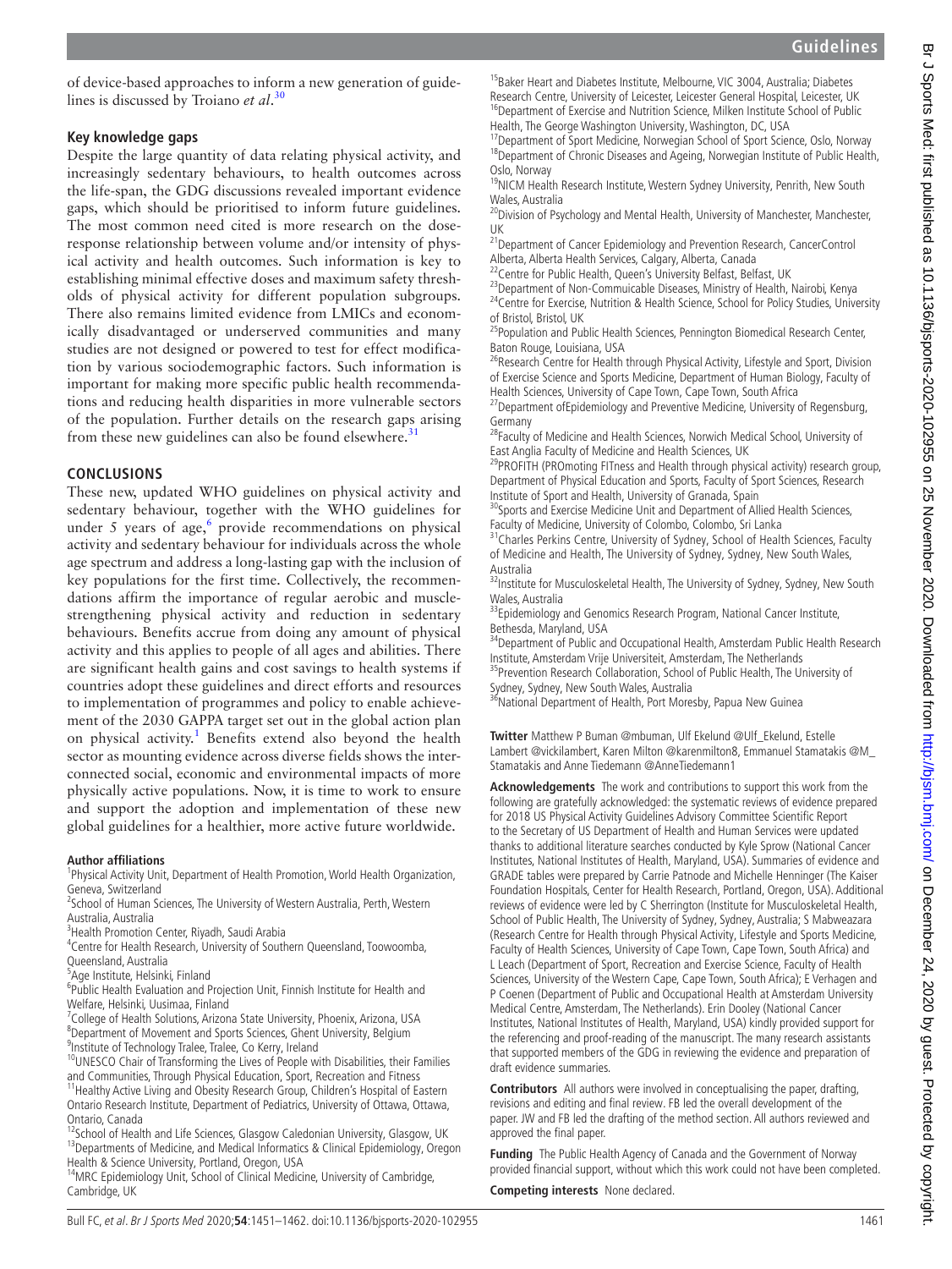of device-based approaches to inform a new generation of guidelines is discussed by Troiano *et al*.[30]

### Key knowledge gaps

Despite the large quantity of data relating physical activity, and increasingly sedentary behaviours, to health outcomes across the life-span, the GDG discussions revealed important evidence gaps, which should be prioritised to inform future guidelines. The most common need cited is more research on the dose-response relationship between volume and/or intensity of physical activity and health outcomes. Such information is key to establishing minimal effective doses and maximum safety thresholds of physical activity for different population subgroups. There also remains limited evidence from LMICs and economically disadvantaged or underserved communities and many studies are not designed or powered to test for effect modification by various sociodemographic factors. Such information is important for making more specific public health recommendations and reducing health disparities in more vulnerable sectors of the population. Further details on the research gaps arising from these new guidelines can also be found elsewhere.[31]

## CONCLUSIONS

These new, updated WHO guidelines on physical activity and sedentary behaviour, together with the WHO guidelines for under 5 years of age,[6] provide recommendations on physical activity and sedentary behaviour for individuals across the whole age spectrum and address a long-lasting gap with the inclusion of key populations for the first time. Collectively, the recommendations affirm the importance of regular aerobic and muscle-strengthening physical activity and reduction in sedentary behaviours. Benefits accrue from doing any amount of physical activity and this applies to people of all ages and abilities. There are significant health gains and cost savings to health systems if countries adopt these guidelines and direct efforts and resources to implementation of programmes and policy to enable achievement of the 2030 GAPPA target set out in the global action plan on physical activity.[1] Benefits extend also beyond the health sector as mounting evidence across diverse fields shows the interconnected social, economic and environmental impacts of more physically active populations. Now, it is time to work to ensure and support the adoption and implementation of these new global guidelines for a healthier, more active future worldwide.

**Author affiliations**

[1]Physical Activity Unit, Department of Health Promotion, World Health Organization, Geneva, Switzerland
[2]School of Human Sciences, The University of Western Australia, Perth, Western Australia, Australia
[3]Health Promotion Center, Riyadh, Saudi Arabia
[4]Centre for Health Research, University of Southern Queensland, Toowoomba, Queensland, Australia
[5]Age Institute, Helsinki, Finland
[6]Public Health Evaluation and Projection Unit, Finnish Institute for Health and Welfare, Helsinki, Uusimaa, Finland
[7]College of Health Solutions, Arizona State University, Phoenix, Arizona, USA
[8]Department of Movement and Sports Sciences, Ghent University, Belgium
[9]Institute of Technology Tralee, Tralee, Co Kerry, Ireland
[10]UNESCO Chair of Transforming the Lives of People with Disabilities, their Families and Communities, Through Physical Education, Sport, Recreation and Fitness
[11]Healthy Active Living and Obesity Research Group, Children's Hospital of Eastern Ontario Research Institute, Department of Pediatrics, University of Ottawa, Ottawa, Ontario, Canada
[12]School of Health and Life Sciences, Glasgow Caledonian University, Glasgow, UK
[13]Departments of Medicine, and Medical Informatics & Clinical Epidemiology, Oregon Health & Science University, Portland, Oregon, USA
[14]MRC Epidemiology Unit, School of Clinical Medicine, University of Cambridge, Cambridge, UK
[15]Baker Heart and Diabetes Institute, Melbourne, VIC 3004, Australia; Diabetes Research Centre, University of Leicester, Leicester General Hospital, Leicester, UK
[16]Department of Exercise and Nutrition Science, Milken Institute School of Public Health, The George Washington University, Washington, DC, USA
[17]Department of Sport Medicine, Norwegian School of Sport Science, Oslo, Norway
[18]Department of Chronic Diseases and Ageing, Norwegian Institute of Public Health, Oslo, Norway
[19]NICM Health Research Institute, Western Sydney University, Penrith, New South Wales, Australia
[20]Division of Psychology and Mental Health, University of Manchester, Manchester, UK
[21]Department of Cancer Epidemiology and Prevention Research, CancerControl Alberta, Alberta Health Services, Calgary, Alberta, Canada
[22]Centre for Public Health, Queen's University Belfast, Belfast, UK
[23]Department of Non-Commuicable Diseases, Ministry of Health, Nairobi, Kenya
[24]Centre for Exercise, Nutrition & Health Science, School for Policy Studies, University of Bristol, Bristol, UK
[25]Population and Public Health Sciences, Pennington Biomedical Research Center, Baton Rouge, Louisiana, USA
[26]Research Centre for Health through Physical Activity, Lifestyle and Sport, Division of Exercise Science and Sports Medicine, Department of Human Biology, Faculty of Health Sciences, University of Cape Town, Cape Town, South Africa
[27]Department ofEpidemiology and Preventive Medicine, University of Regensburg, Germany
[28]Faculty of Medicine and Health Sciences, Norwich Medical School, University of East Anglia Faculty of Medicine and Health Sciences, UK
[29]PROFITH (PROmoting FITness and Health through physical activity) research group, Department of Physical Education and Sports, Faculty of Sport Sciences, Research Institute of Sport and Health, University of Granada, Spain
[30]Sports and Exercise Medicine Unit and Department of Allied Health Sciences, Faculty of Medicine, University of Colombo, Colombo, Sri Lanka
[31]Charles Perkins Centre, University of Sydney, School of Health Sciences, Faculty of Medicine and Health, The University of Sydney, Sydney, New South Wales, Australia
[32]Institute for Musculoskeletal Health, The University of Sydney, Sydney, New South Wales, Australia
[33]Epidemiology and Genomics Research Program, National Cancer Institute, Bethesda, Maryland, USA
[34]Department of Public and Occupational Health, Amsterdam Public Health Research Institute, Amsterdam Vrije Universiteit, Amsterdam, The Netherlands
[35]Prevention Research Collaboration, School of Public Health, The University of Sydney, Sydney, New South Wales, Australia
[36]National Department of Health, Port Moresby, Papua New Guinea

**Twitter** Matthew P Buman @mbuman, Ulf Ekelund @Ulf_Ekelund, Estelle Lambert @vickilambert, Karen Milton @karenmilton8, Emmanuel Stamatakis @M_Stamatakis and Anne Tiedemann @AnneTiedemann1

**Acknowledgements** The work and contributions to support this work from the following are gratefully acknowledged: the systematic reviews of evidence prepared for 2018 US Physical Activity Guidelines Advisory Committee Scientific Report to the Secretary of US Department of Health and Human Services were updated thanks to additional literature searches conducted by Kyle Sprow (National Cancer Institutes, National Institutes of Health, Maryland, USA). Summaries of evidence and GRADE tables were prepared by Carrie Patnode and Michelle Henninger (The Kaiser Foundation Hospitals, Center for Health Research, Portland, Oregon, USA). Additional reviews of evidence were led by C Sherrington (Institute for Musculoskeletal Health, School of Public Health, The University of Sydney, Sydney, Australia; S Mabweazara (Research Centre for Health through Physical Activity, Lifestyle and Sports Medicine, Faculty of Health Sciences, University of Cape Town, Cape Town, South Africa) and L Leach (Department of Sport, Recreation and Exercise Science, Faculty of Health Sciences, University of the Western Cape, Cape Town, South Africa); E Verhagen and P Coenen (Department of Public and Occupational Health at Amsterdam University Medical Centre, Amsterdam, The Netherlands). Erin Dooley (National Cancer Institutes, National Institutes of Health, Maryland, USA) kindly provided support for the referencing and proof-reading of the manuscript. The many research assistants that supported members of the GDG in reviewing the evidence and preparation of draft evidence summaries.

**Contributors** All authors were involved in conceptualising the paper, drafting, revisions and editing and final review. FB led the overall development of the paper. JW and FB led the drafting of the method section. All authors reviewed and approved the final paper.

**Funding** The Public Health Agency of Canada and the Government of Norway provided financial support, without which this work could not have been completed.

**Competing interests** None declared.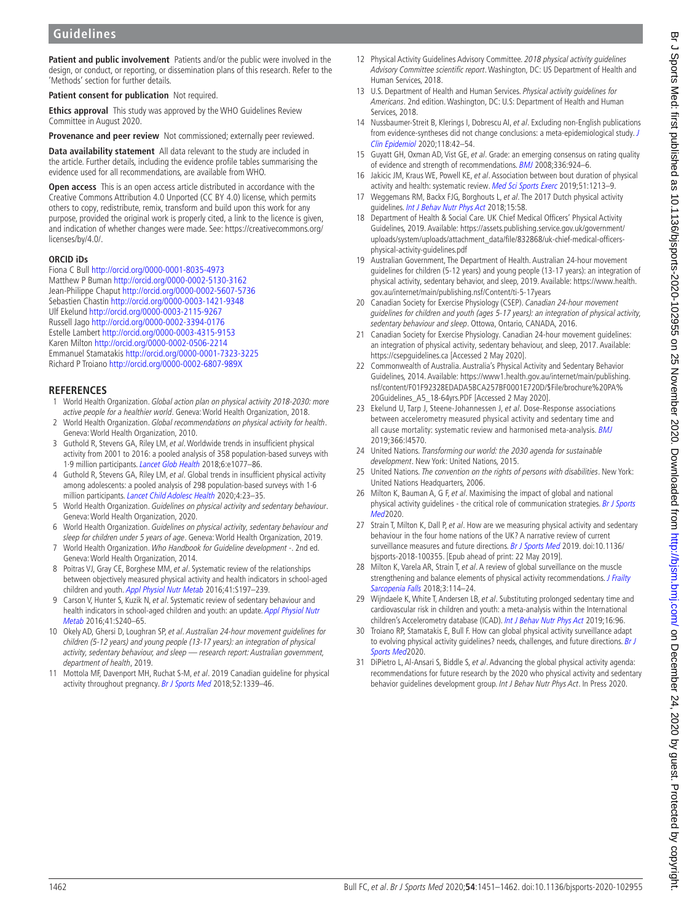**Patient and public involvement** Patients and/or the public were involved in the design, or conduct, or reporting, or dissemination plans of this research. Refer to the 'Methods' section for further details.

**Patient consent for publication** Not required.

**Ethics approval** This study was approved by the WHO Guidelines Review Committee in August 2020.

**Provenance and peer review** Not commissioned; externally peer reviewed.

**Data availability statement** All data relevant to the study are included in the article. Further details, including the evidence profile tables summarising the evidence used for all recommendations, are available from WHO.

**Open access** This is an open access article distributed in accordance with the Creative Commons Attribution 4.0 Unported (CC BY 4.0) license, which permits others to copy, redistribute, remix, transform and build upon this work for any purpose, provided the original work is properly cited, a link to the licence is given, and indication of whether changes were made. See: https://creativecommons.org/licenses/by/4.0/.

**ORCID iDs**

Fiona C Bull http://orcid.org/0000-0001-8035-4973
Matthew P Buman http://orcid.org/0000-0002-5130-3162
Jean-Philippe Chaput http://orcid.org/0000-0002-5607-5736
Sebastien Chastin http://orcid.org/0000-0003-1421-9348
Ulf Ekelund http://orcid.org/0000-0003-2115-9267
Russell Jago http://orcid.org/0000-0002-3394-0176
Estelle Lambert http://orcid.org/0000-0003-4315-9153
Karen Milton http://orcid.org/0000-0002-0506-2214
Emmanuel Stamatakis http://orcid.org/0000-0001-7323-3225
Richard P Troiano http://orcid.org/0000-0002-6807-989X

## REFERENCES

1. World Health Organization. *Global action plan on physical activity 2018-2030: more active people for a healthier world*. Geneva: World Health Organization, 2018.
2. World Health Organization. *Global recommendations on physical activity for health*. Geneva: World Health Organization, 2010.
3. Guthold R, Stevens GA, Riley LM, *et al*. Worldwide trends in insufficient physical activity from 2001 to 2016: a pooled analysis of 358 population-based surveys with 1·9 million participants. *Lancet Glob Health* 2018;6:e1077–86.
4. Guthold R, Stevens GA, Riley LM, *et al*. Global trends in insufficient physical activity among adolescents: a pooled analysis of 298 population-based surveys with 1·6 million participants. *Lancet Child Adolesc Health* 2020;4:23–35.
5. World Health Organization. *Guidelines on physical activity and sedentary behaviour*. Geneva: World Health Organization, 2020.
6. World Health Organization. *Guidelines on physical activity, sedentary behaviour and sleep for children under 5 years of age*. Geneva: World Health Organization, 2019.
7. World Health Organization. *Who Handbook for Guideline development -*. 2nd ed. Geneva: World Health Organization, 2014.
8. Poitras VJ, Gray CE, Borghese MM, *et al*. Systematic review of the relationships between objectively measured physical activity and health indicators in school-aged children and youth. *Appl Physiol Nutr Metab* 2016;41:S197–239.
9. Carson V, Hunter S, Kuzik N, *et al*. Systematic review of sedentary behaviour and health indicators in school-aged children and youth: an update. *Appl Physiol Nutr Metab* 2016;41:S240–65.
10. Okely AD, Ghersi D, Loughran SP, *et al*. *Australian 24-hour movement guidelines for children (5-12 years) and young people (13-17 years): an integration of physical activity, sedentary behaviour, and sleep — research report: Australian government, department of health*, 2019.
11. Mottola MF, Davenport MH, Ruchat S-M, *et al*. 2019 Canadian guideline for physical activity throughout pregnancy. *Br J Sports Med* 2018;52:1339–46.
12. Physical Activity Guidelines Advisory Committee. *2018 physical activity guidelines Advisory Committee scientific report*. Washington, DC: US Department of Health and Human Services, 2018.
13. U.S. Department of Health and Human Services. *Physical activity guidelines for Americans*. 2nd edition. Washington, DC: U.S: Department of Health and Human Services, 2018.
14. Nussbaumer-Streit B, Klerings I, Dobrescu AI, *et al*. Excluding non-English publications from evidence-syntheses did not change conclusions: a meta-epidemiological study. *J Clin Epidemiol* 2020;118:42–54.
15. Guyatt GH, Oxman AD, Vist GE, *et al*. Grade: an emerging consensus on rating quality of evidence and strength of recommendations. *BMJ* 2008;336:924–6.
16. Jakicic JM, Kraus WE, Powell KE, *et al*. Association between bout duration of physical activity and health: systematic review. *Med Sci Sports Exerc* 2019;51:1213–9.
17. Weggemans RM, Backx FJG, Borghouts L, *et al*. The 2017 Dutch physical activity guidelines. *Int J Behav Nutr Phys Act* 2018;15:58.
18. Department of Health & Social Care. UK Chief Medical Officers' Physical Activity Guidelines, 2019. Available: https://assets.publishing.service.gov.uk/government/uploads/system/uploads/attachment_data/file/832868/uk-chief-medical-officers-physical-activity-guidelines.pdf
19. Australian Government, The Department of Health. Australian 24-hour movement guidelines for children (5-12 years) and young people (13-17 years): an integration of physical activity, sedentary behavior, and sleep, 2019. Available: https://www.health.gov.au/internet/main/publishing.nsf/Content/ti-5-17years
20. Canadian Society for Exercise Physiology (CSEP). *Canadian 24-hour movement guidelines for children and youth (ages 5-17 years): an integration of physical activity, sedentary behaviour and sleep*. Ottowa, Ontario, CANADA, 2016.
21. Canadian Society for Exercise Physiology. Canadian 24-hour movement guidelines: an integration of physical activity, sedentary behaviour, and sleep, 2017. Available: https://csepguidelines.ca [Accessed 2 May 2020].
22. Commonwealth of Australia. Australia's Physical Activity and Sedentary Behavior Guidelines, 2014. Available: https://www1.health.gov.au/internet/main/publishing.nsf/content/F01F92328EDADA5BCA257BF0001E720D/$File/brochure%20PA%20Guidelines_A5_18-64yrs.PDF [Accessed 2 May 2020].
23. Ekelund U, Tarp J, Steene-Johannessen J, *et al*. Dose-Response associations between accelerometry measured physical activity and sedentary time and all cause mortality: systematic review and harmonised meta-analysis. *BMJ* 2019;366:l4570.
24. United Nations. *Transforming our world: the 2030 agenda for sustainable development*. New York: United Nations, 2015.
25. United Nations. *The convention on the rights of persons with disabilities*. New York: United Nations Headquarters, 2006.
26. Milton K, Bauman A, G F, *et al*. Maximising the impact of global and national physical activity guidelines - the critical role of communication strategies. *Br J Sports Med* 2020.
27. Strain T, Milton K, Dall P, *et al*. How are we measuring physical activity and sedentary behaviour in the four home nations of the UK? A narrative review of current surveillance measures and future directions. *Br J Sports Med* 2019. doi:10.1136/bjsports-2018-100355. [Epub ahead of print: 22 May 2019].
28. Milton K, Varela AR, Strain T, *et al*. A review of global surveillance on the muscle strengthening and balance elements of physical activity recommendations. *J Frailty Sarcopenia Falls* 2018;3:114–24.
29. Wijndaele K, White T, Andersen LB, *et al*. Substituting prolonged sedentary time and cardiovascular risk in children and youth: a meta-analysis within the International children's Accelerometry database (ICAD). *Int J Behav Nutr Phys Act* 2019;16:96.
30. Troiano RP, Stamatakis E, Bull F. How can global physical activity surveillance adapt to evolving physical activity guidelines? needs, challenges, and future directions. *Br J Sports Med* 2020.
31. DiPietro L, Al-Ansari S, Biddle S, *et al*. Advancing the global physical activity agenda: recommendations for future research by the 2020 who physical activity and sedentary behavior guidelines development group. *Int J Behav Nutr Phys Act*. In Press 2020.